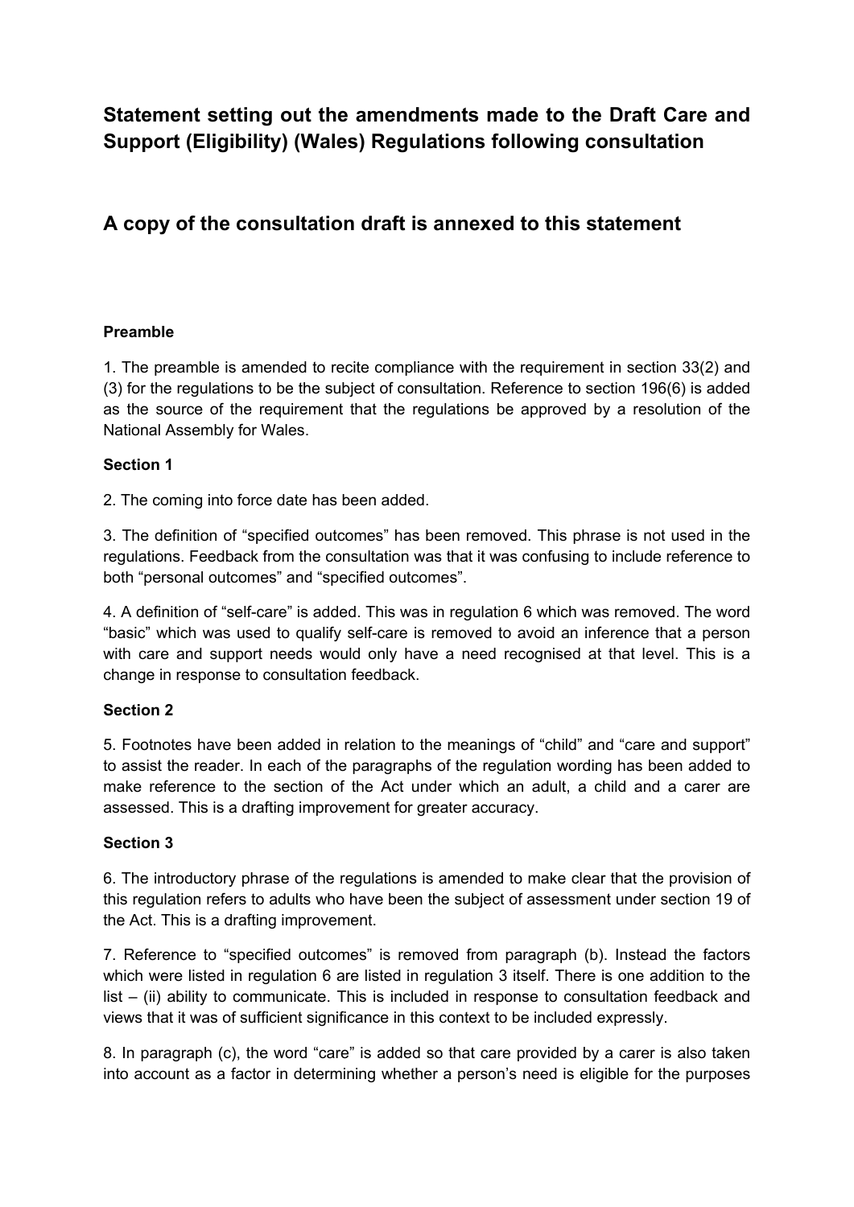# Statement setting out the amendments made to the Draft Care and Support (Eligibility) (Wales) Regulations following consultation

## A copy of the consultation draft is annexed to this statement

### Preamble

1. The preamble is amended to recite compliance with the requirement in section 33(2) and (3) for the regulations to be the subject of consultation. Reference to section 196(6) is added as the source of the requirement that the regulations be approved by a resolution of the National Assembly for Wales.

### Section 1

2. The coming into force date has been added.

3. The definition of "specified outcomes" has been removed. This phrase is not used in the regulations. Feedback from the consultation was that it was confusing to include reference to both "personal outcomes" and "specified outcomes".

4. A definition of "self-care" is added. This was in regulation 6 which was removed. The word "basic" which was used to qualify self-care is removed to avoid an inference that a person with care and support needs would only have a need recognised at that level. This is a change in response to consultation feedback.

### Section 2

5. Footnotes have been added in relation to the meanings of "child" and "care and support" to assist the reader. In each of the paragraphs of the regulation wording has been added to make reference to the section of the Act under which an adult, a child and a carer are assessed. This is a drafting improvement for greater accuracy.

### Section 3

6. The introductory phrase of the regulations is amended to make clear that the provision of this regulation refers to adults who have been the subject of assessment under section 19 of the Act. This is a drafting improvement.

7. Reference to "specified outcomes" is removed from paragraph (b). Instead the factors which were listed in regulation 6 are listed in regulation 3 itself. There is one addition to the list – (ii) ability to communicate. This is included in response to consultation feedback and views that it was of sufficient significance in this context to be included expressly.

8. In paragraph (c), the word "care" is added so that care provided by a carer is also taken into account as a factor in determining whether a person's need is eligible for the purposes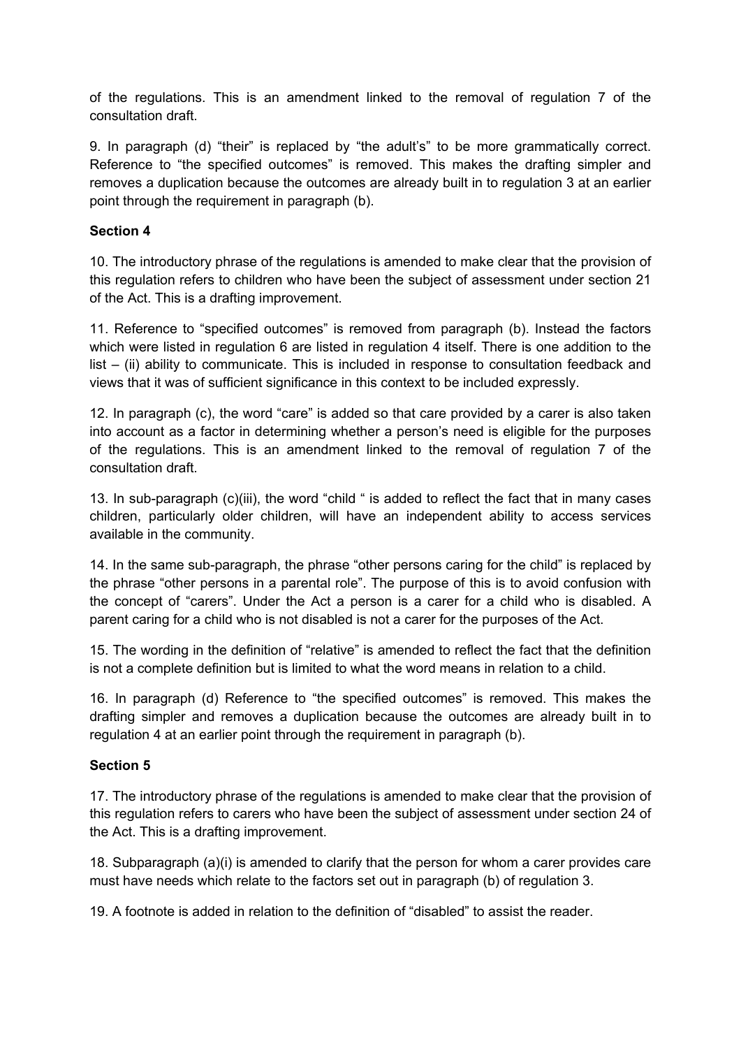of the regulations. This is an amendment linked to the removal of regulation 7 of the consultation draft.

9. In paragraph (d) "their" is replaced by "the adult's" to be more grammatically correct. Reference to "the specified outcomes" is removed. This makes the drafting simpler and removes a duplication because the outcomes are already built in to regulation 3 at an earlier point through the requirement in paragraph (b).

**Section 4**

10. The introductory phrase of the regulations is amended to make clear that the provision of this regulation refers to children who have been the subject of assessment under section 21 of the Act. This is a drafting improvement.

11. Reference to "specified outcomes" is removed from paragraph (b). Instead the factors which were listed in regulation 6 are listed in regulation 4 itself. There is one addition to the list – (ii) ability to communicate. This is included in response to consultation feedback and views that it was of sufficient significance in this context to be included expressly.

12. In paragraph (c), the word "care" is added so that care provided by a carer is also taken into account as a factor in determining whether a person's need is eligible for the purposes of the regulations. This is an amendment linked to the removal of regulation 7 of the consultation draft.

13. In sub-paragraph (c)(iii), the word "child " is added to reflect the fact that in many cases children, particularly older children, will have an independent ability to access services available in the community.

14. In the same sub-paragraph, the phrase "other persons caring for the child" is replaced by the phrase "other persons in a parental role". The purpose of this is to avoid confusion with the concept of "carers". Under the Act a person is a carer for a child who is disabled. A parent caring for a child who is not disabled is not a carer for the purposes of the Act.

15. The wording in the definition of "relative" is amended to reflect the fact that the definition is not a complete definition but is limited to what the word means in relation to a child.

16. In paragraph (d) Reference to "the specified outcomes" is removed. This makes the drafting simpler and removes a duplication because the outcomes are already built in to regulation 4 at an earlier point through the requirement in paragraph (b).

**Section 5**

17. The introductory phrase of the regulations is amended to make clear that the provision of this regulation refers to carers who have been the subject of assessment under section 24 of the Act. This is a drafting improvement.

18. Subparagraph (a)(i) is amended to clarify that the person for whom a carer provides care must have needs which relate to the factors set out in paragraph (b) of regulation 3.

19. A footnote is added in relation to the definition of "disabled" to assist the reader.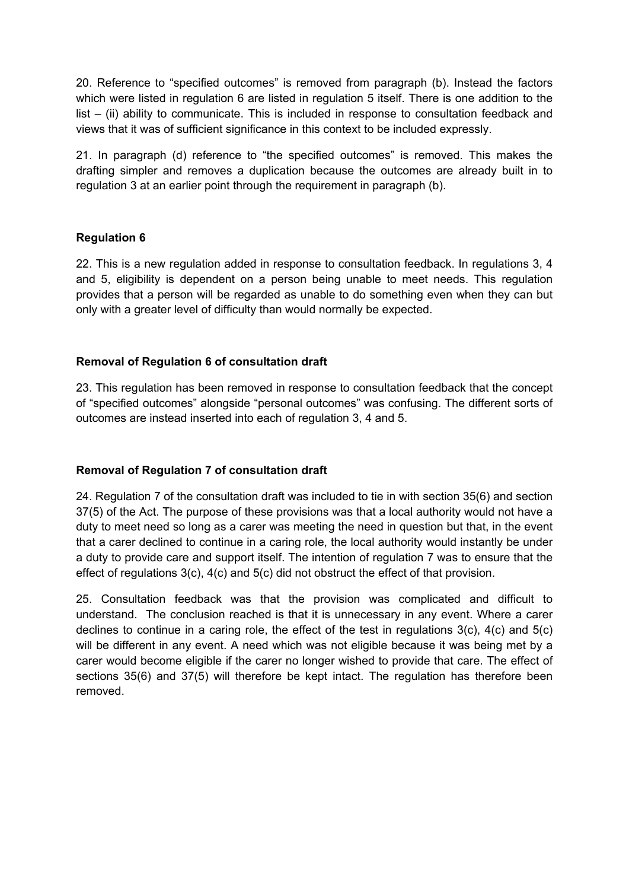20. Reference to “specified outcomes” is removed from paragraph (b). Instead the factors which were listed in regulation 6 are listed in regulation 5 itself. There is one addition to the list – (ii) ability to communicate. This is included in response to consultation feedback and views that it was of sufficient significance in this context to be included expressly.

21. In paragraph (d) reference to “the specified outcomes” is removed. This makes the drafting simpler and removes a duplication because the outcomes are already built in to regulation 3 at an earlier point through the requirement in paragraph (b).

**Regulation 6**

22. This is a new regulation added in response to consultation feedback. In regulations 3, 4 and 5, eligibility is dependent on a person being unable to meet needs. This regulation provides that a person will be regarded as unable to do something even when they can but only with a greater level of difficulty than would normally be expected.

**Removal of Regulation 6 of consultation draft**

23. This regulation has been removed in response to consultation feedback that the concept of “specified outcomes” alongside “personal outcomes” was confusing. The different sorts of outcomes are instead inserted into each of regulation 3, 4 and 5.

**Removal of Regulation 7 of consultation draft**

24. Regulation 7 of the consultation draft was included to tie in with section 35(6) and section 37(5) of the Act. The purpose of these provisions was that a local authority would not have a duty to meet need so long as a carer was meeting the need in question but that, in the event that a carer declined to continue in a caring role, the local authority would instantly be under a duty to provide care and support itself. The intention of regulation 7 was to ensure that the effect of regulations 3(c), 4(c) and 5(c) did not obstruct the effect of that provision.

25. Consultation feedback was that the provision was complicated and difficult to understand. The conclusion reached is that it is unnecessary in any event. Where a carer declines to continue in a caring role, the effect of the test in regulations 3(c), 4(c) and 5(c) will be different in any event. A need which was not eligible because it was being met by a carer would become eligible if the carer no longer wished to provide that care. The effect of sections 35(6) and 37(5) will therefore be kept intact. The regulation has therefore been removed.